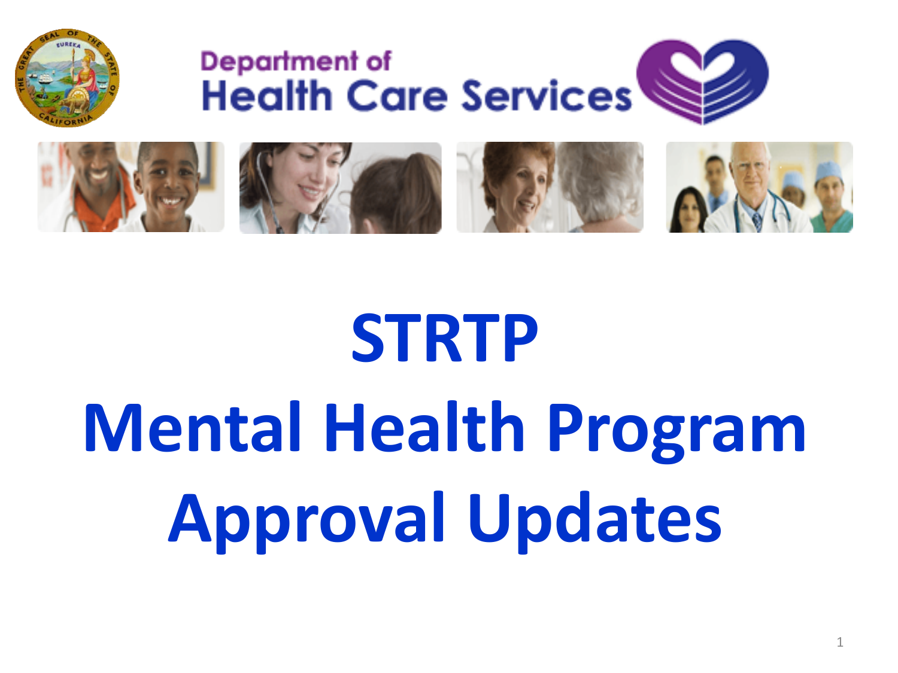Department of Health Care Services

# STRTP Mental Health Program Approval Updates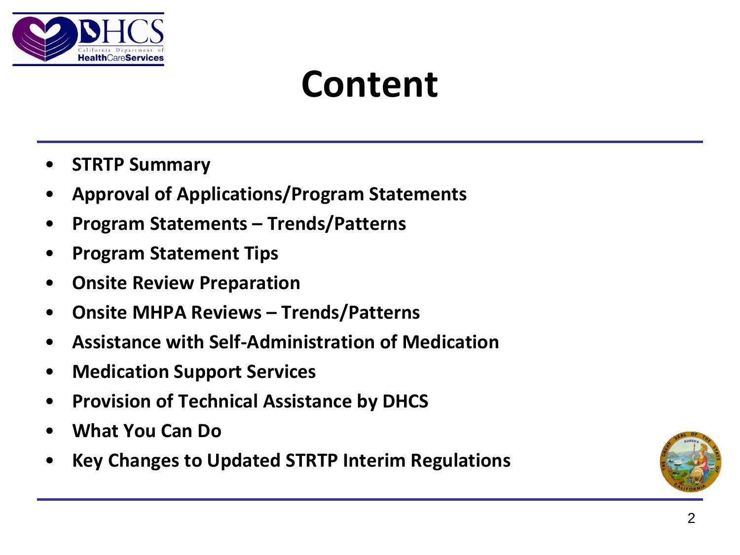# Content

- **STRTP Summary**
- **Approval of Applications/Program Statements**
- **Program Statements – Trends/Patterns**
- **Program Statement Tips**
- **Onsite Review Preparation**
- **Onsite MHPA Reviews – Trends/Patterns**
- **Assistance with Self-Administration of Medication**
- **Medication Support Services**
- **Provision of Technical Assistance by DHCS**
- **What You Can Do**
- **Key Changes to Updated STRTP Interim Regulations**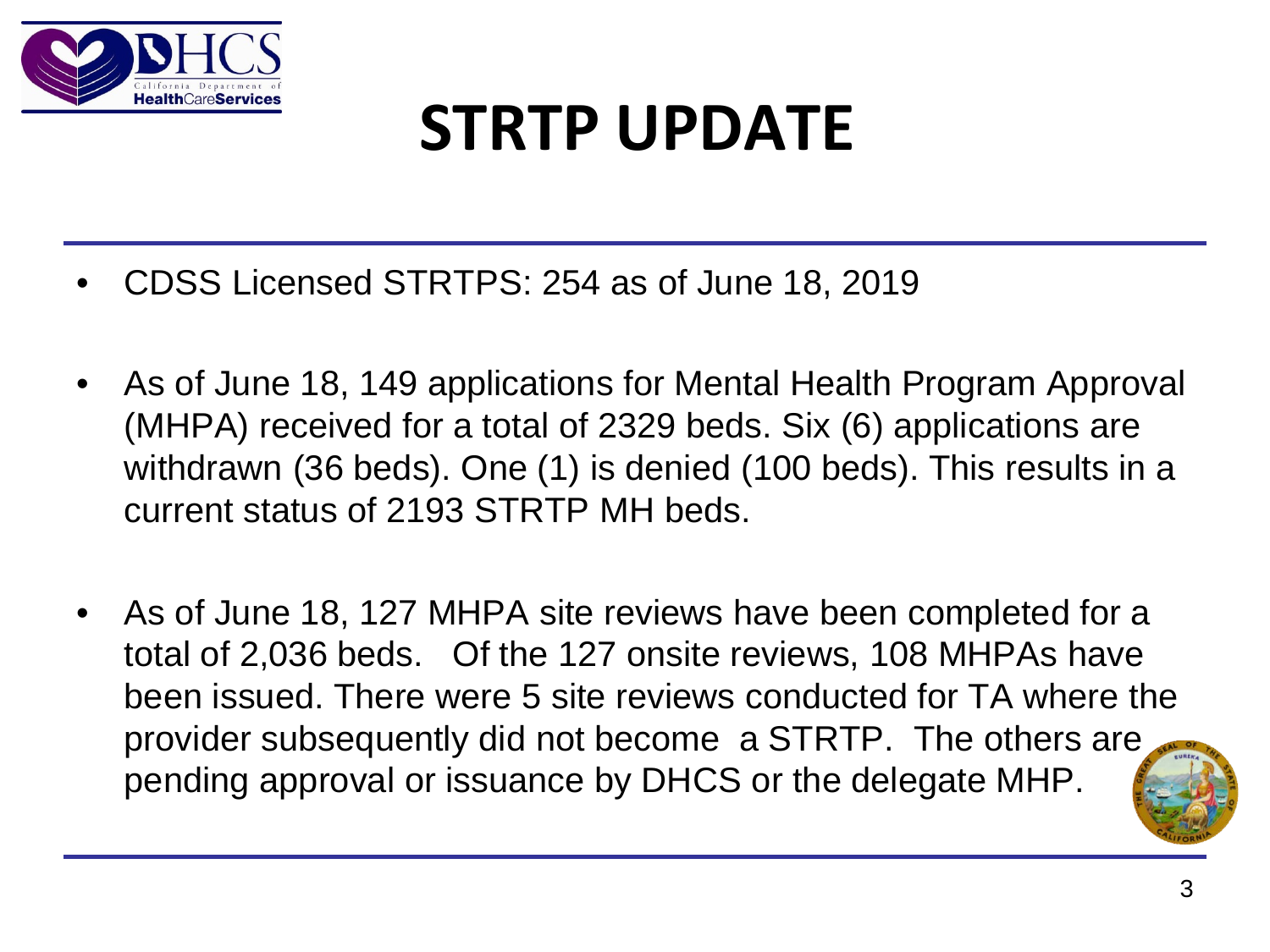# STRTP UPDATE

- CDSS Licensed STRTPS: 254 as of June 18, 2019
- As of June 18, 149 applications for Mental Health Program Approval (MHPA) received for a total of 2329 beds. Six (6) applications are withdrawn (36 beds). One (1) is denied (100 beds). This results in a current status of 2193 STRTP MH beds.
- As of June 18, 127 MHPA site reviews have been completed for a total of 2,036 beds. Of the 127 onsite reviews, 108 MHPAs have been issued. There were 5 site reviews conducted for TA where the provider subsequently did not become a STRTP. The others are pending approval or issuance by DHCS or the delegate MHP.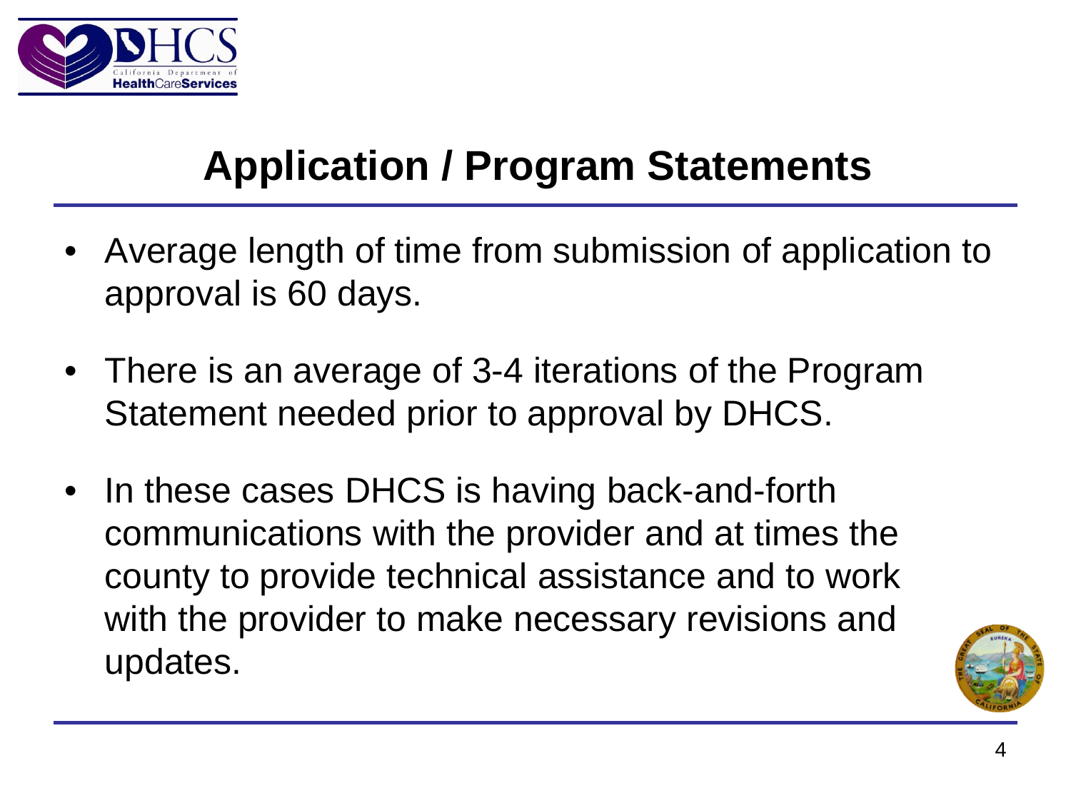# Application / Program Statements

- Average length of time from submission of application to approval is 60 days.
- There is an average of 3-4 iterations of the Program Statement needed prior to approval by DHCS.
- In these cases DHCS is having back-and-forth communications with the provider and at times the county to provide technical assistance and to work with the provider to make necessary revisions and updates.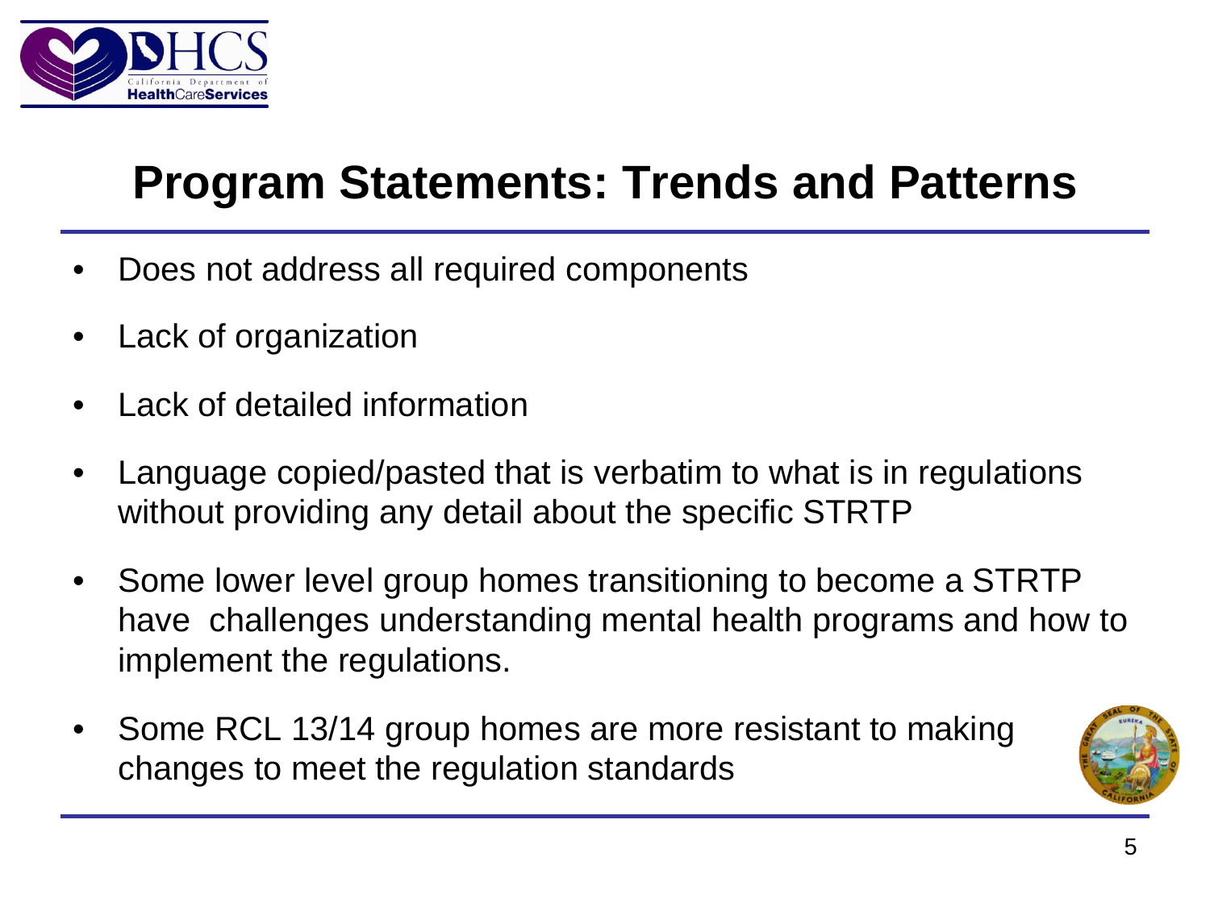# Program Statements: Trends and Patterns

- Does not address all required components
- Lack of organization
- Lack of detailed information
- Language copied/pasted that is verbatim to what is in regulations without providing any detail about the specific STRTP
- Some lower level group homes transitioning to become a STRTP have challenges understanding mental health programs and how to implement the regulations.
- Some RCL 13/14 group homes are more resistant to making changes to meet the regulation standards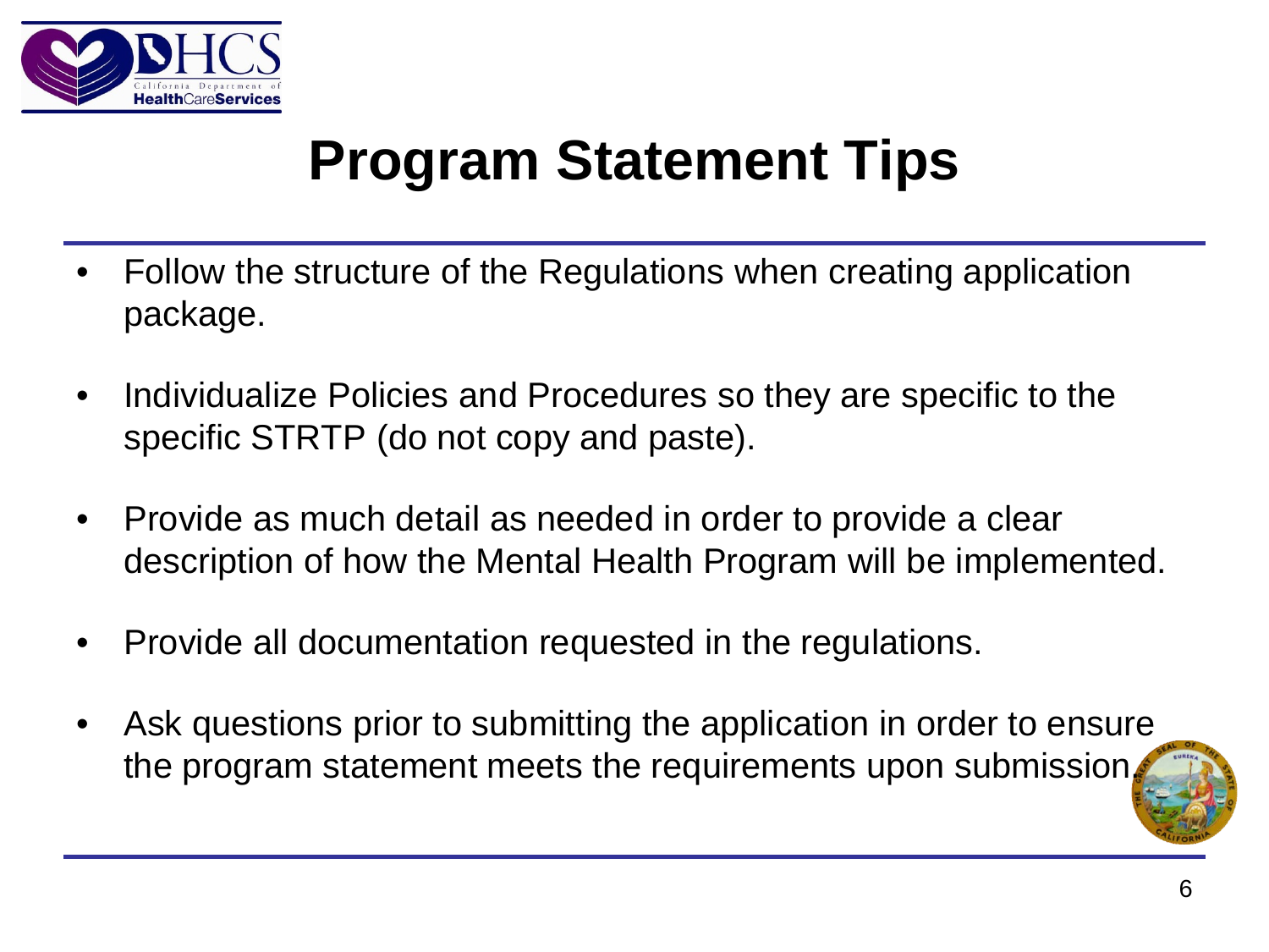# Program Statement Tips

- Follow the structure of the Regulations when creating application package.
- Individualize Policies and Procedures so they are specific to the specific STRTP (do not copy and paste).
- Provide as much detail as needed in order to provide a clear description of how the Mental Health Program will be implemented.
- Provide all documentation requested in the regulations.
- Ask questions prior to submitting the application in order to ensure the program statement meets the requirements upon submission.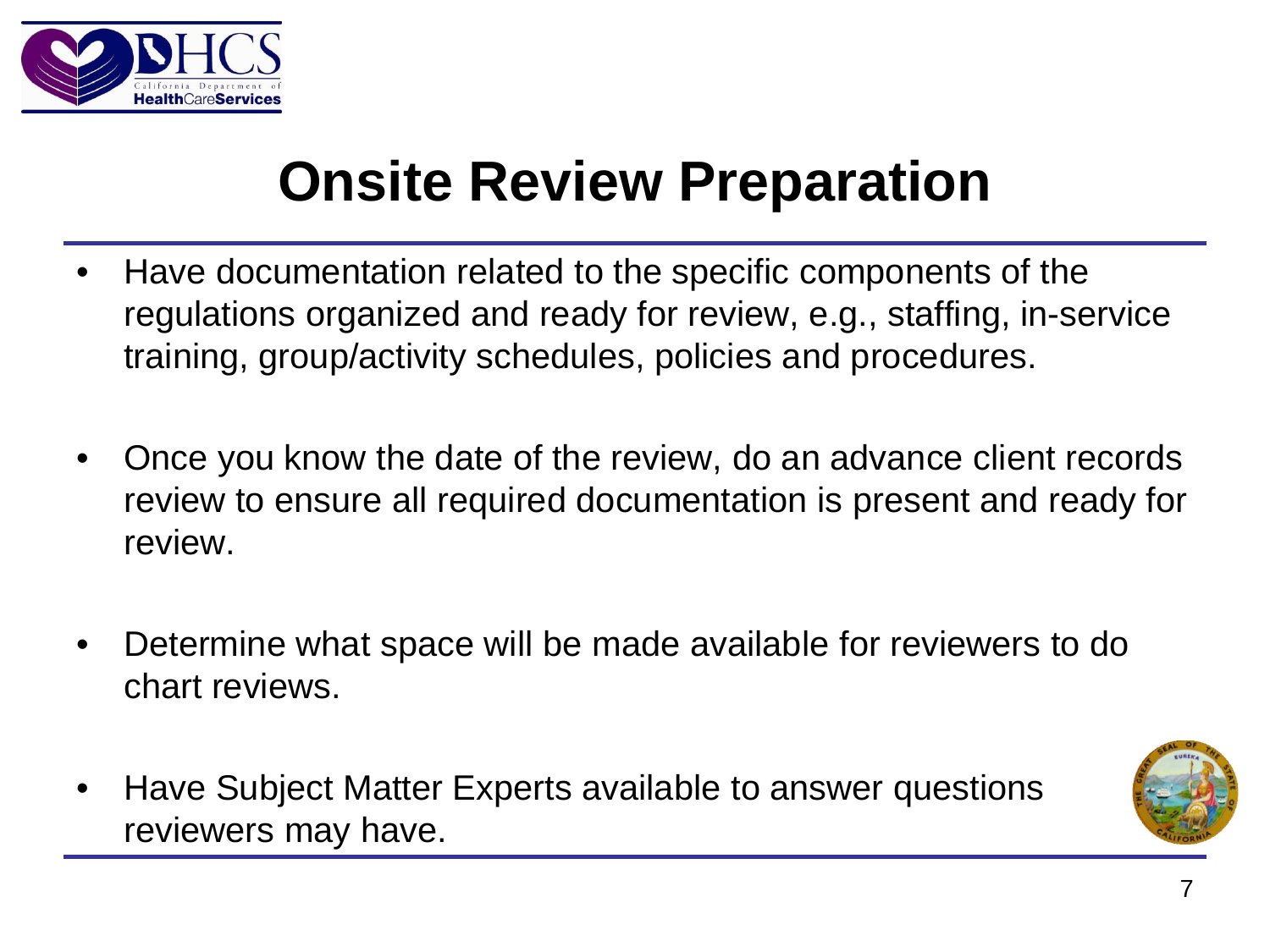# Onsite Review Preparation

- Have documentation related to the specific components of the regulations organized and ready for review, e.g., staffing, in-service training, group/activity schedules, policies and procedures.
- Once you know the date of the review, do an advance client records review to ensure all required documentation is present and ready for review.
- Determine what space will be made available for reviewers to do chart reviews.
- Have Subject Matter Experts available to answer questions reviewers may have.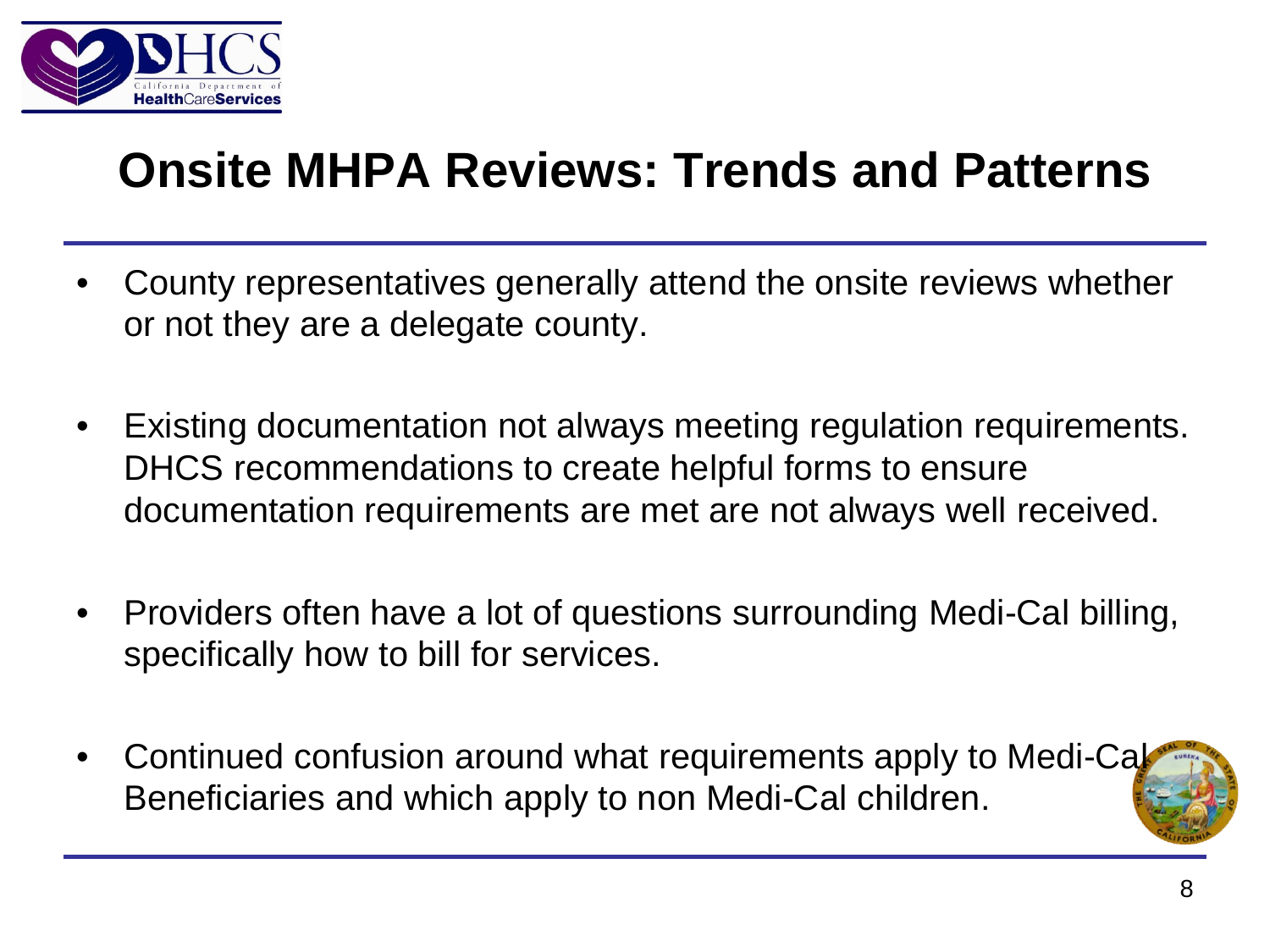# Onsite MHPA Reviews: Trends and Patterns

- County representatives generally attend the onsite reviews whether or not they are a delegate county.
- Existing documentation not always meeting regulation requirements. DHCS recommendations to create helpful forms to ensure documentation requirements are met are not always well received.
- Providers often have a lot of questions surrounding Medi-Cal billing, specifically how to bill for services.
- Continued confusion around what requirements apply to Medi-Cal Beneficiaries and which apply to non Medi-Cal children.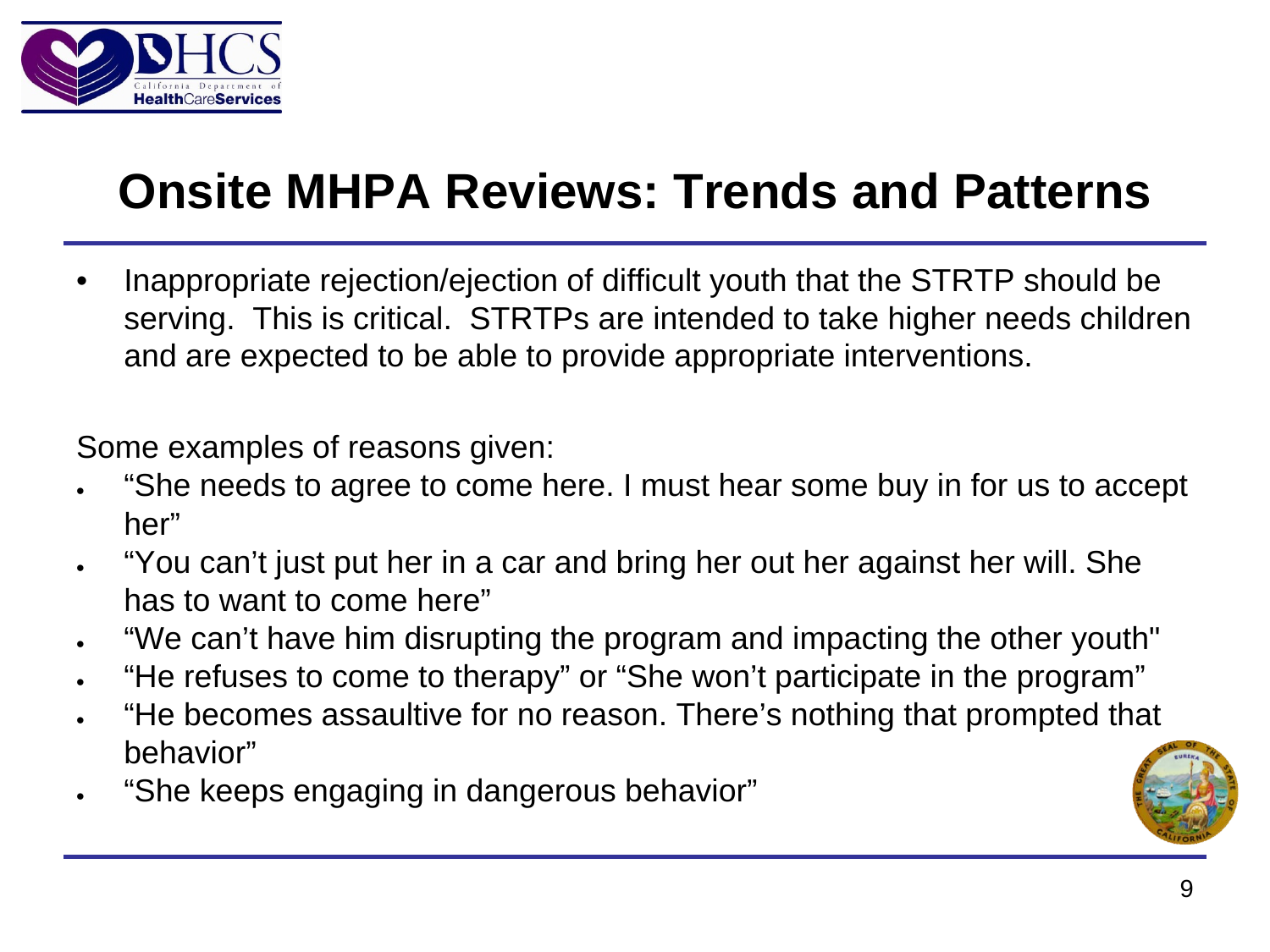# Onsite MHPA Reviews: Trends and Patterns

- Inappropriate rejection/ejection of difficult youth that the STRTP should be serving. This is critical. STRTPs are intended to take higher needs children and are expected to be able to provide appropriate interventions.

Some examples of reasons given:

- "She needs to agree to come here. I must hear some buy in for us to accept her"
- "You can't just put her in a car and bring her out her against her will. She has to want to come here"
- "We can't have him disrupting the program and impacting the other youth"
- "He refuses to come to therapy" or "She won't participate in the program"
- "He becomes assaultive for no reason. There's nothing that prompted that behavior"
- "She keeps engaging in dangerous behavior"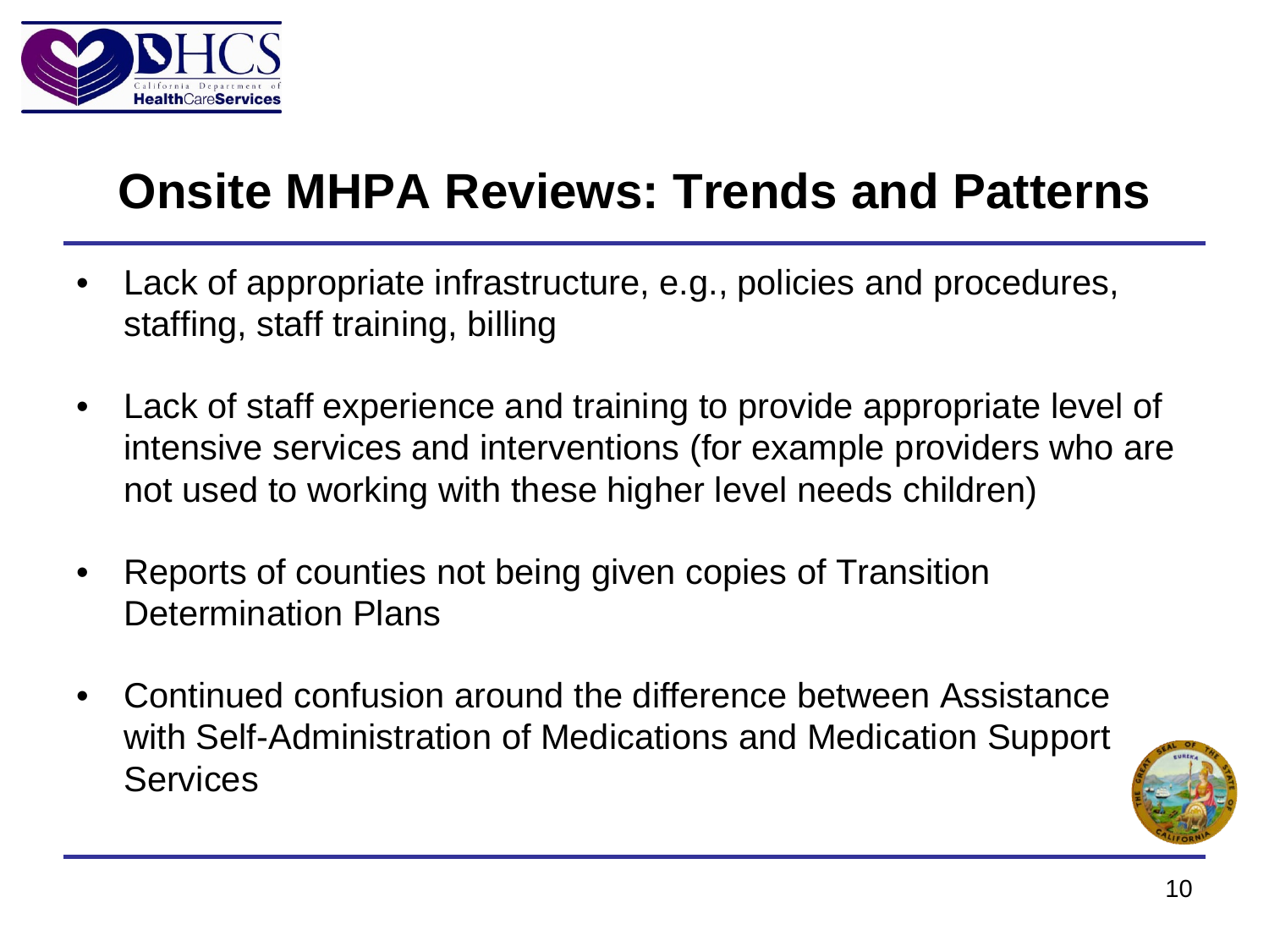# Onsite MHPA Reviews: Trends and Patterns

- Lack of appropriate infrastructure, e.g., policies and procedures, staffing, staff training, billing
- Lack of staff experience and training to provide appropriate level of intensive services and interventions (for example providers who are not used to working with these higher level needs children)
- Reports of counties not being given copies of Transition Determination Plans
- Continued confusion around the difference between Assistance with Self-Administration of Medications and Medication Support Services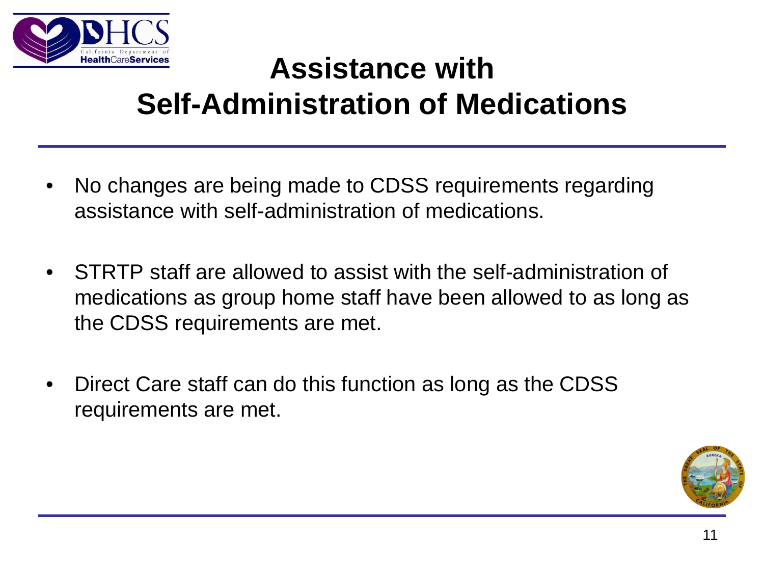# Assistance with Self-Administration of Medications

- No changes are being made to CDSS requirements regarding assistance with self-administration of medications.
- STRTP staff are allowed to assist with the self-administration of medications as group home staff have been allowed to as long as the CDSS requirements are met.
- Direct Care staff can do this function as long as the CDSS requirements are met.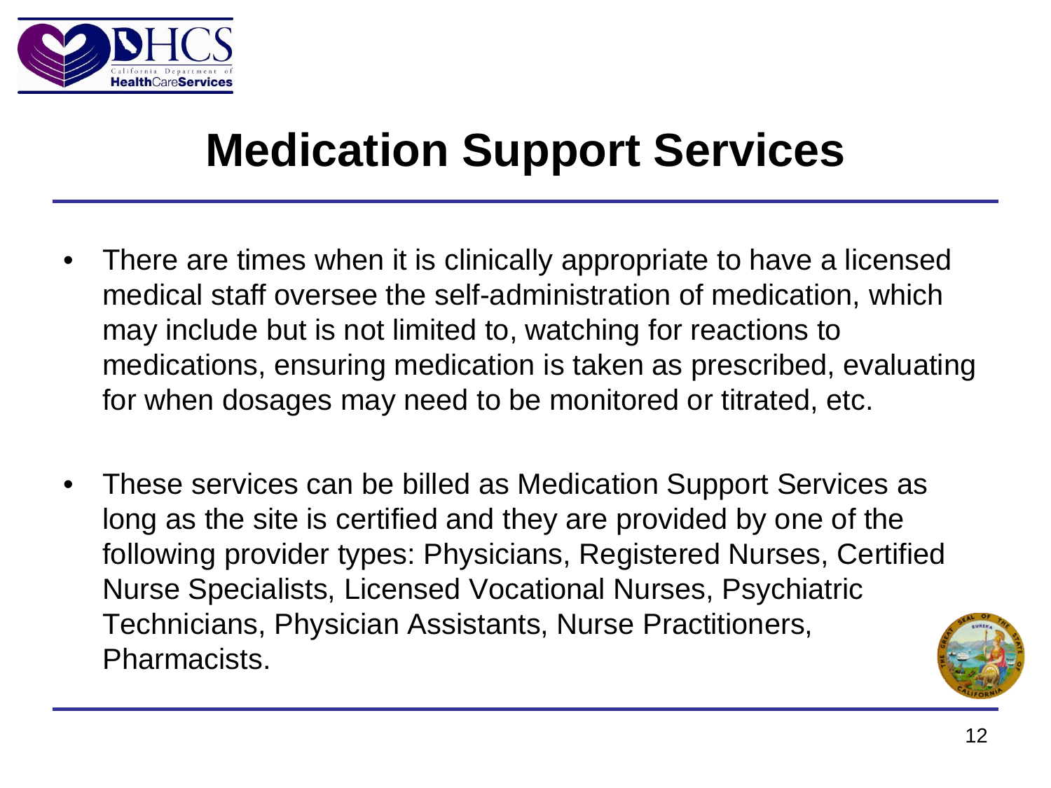# Medication Support Services

- There are times when it is clinically appropriate to have a licensed medical staff oversee the self-administration of medication, which may include but is not limited to, watching for reactions to medications, ensuring medication is taken as prescribed, evaluating for when dosages may need to be monitored or titrated, etc.
- These services can be billed as Medication Support Services as long as the site is certified and they are provided by one of the following provider types: Physicians, Registered Nurses, Certified Nurse Specialists, Licensed Vocational Nurses, Psychiatric Technicians, Physician Assistants, Nurse Practitioners, Pharmacists.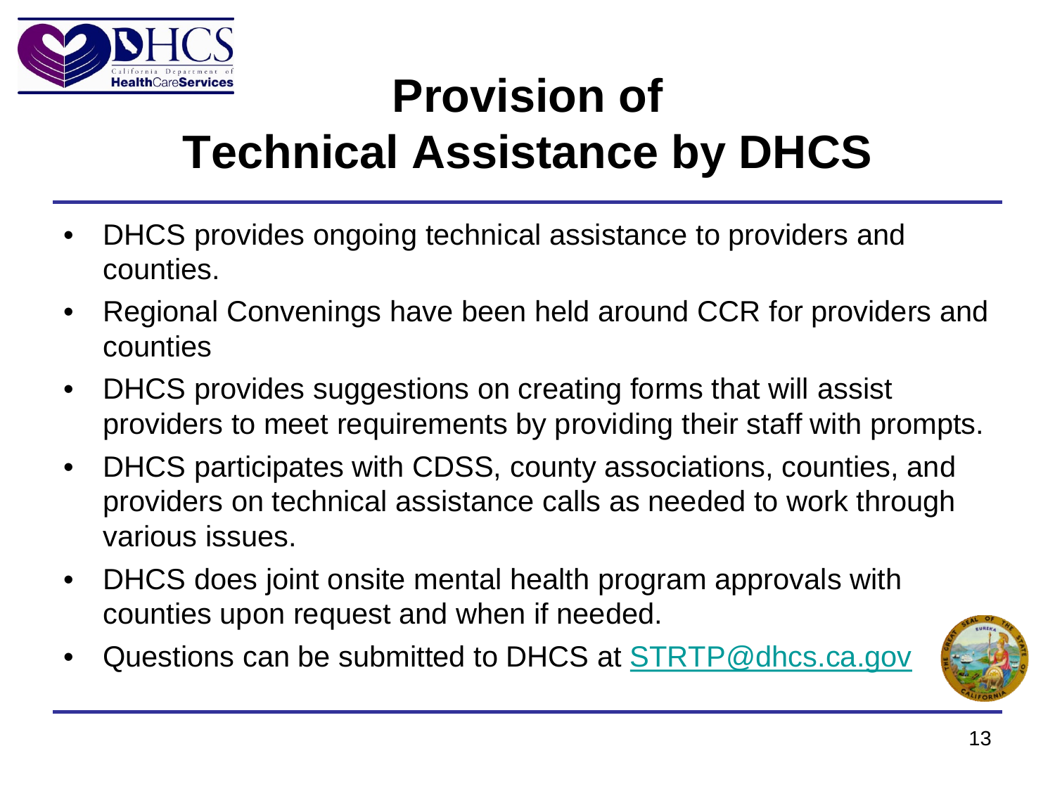# Provision of Technical Assistance by DHCS

- DHCS provides ongoing technical assistance to providers and counties.
- Regional Convenings have been held around CCR for providers and counties
- DHCS provides suggestions on creating forms that will assist providers to meet requirements by providing their staff with prompts.
- DHCS participates with CDSS, county associations, counties, and providers on technical assistance calls as needed to work through various issues.
- DHCS does joint onsite mental health program approvals with counties upon request and when if needed.
- Questions can be submitted to DHCS at STRTP@dhcs.ca.gov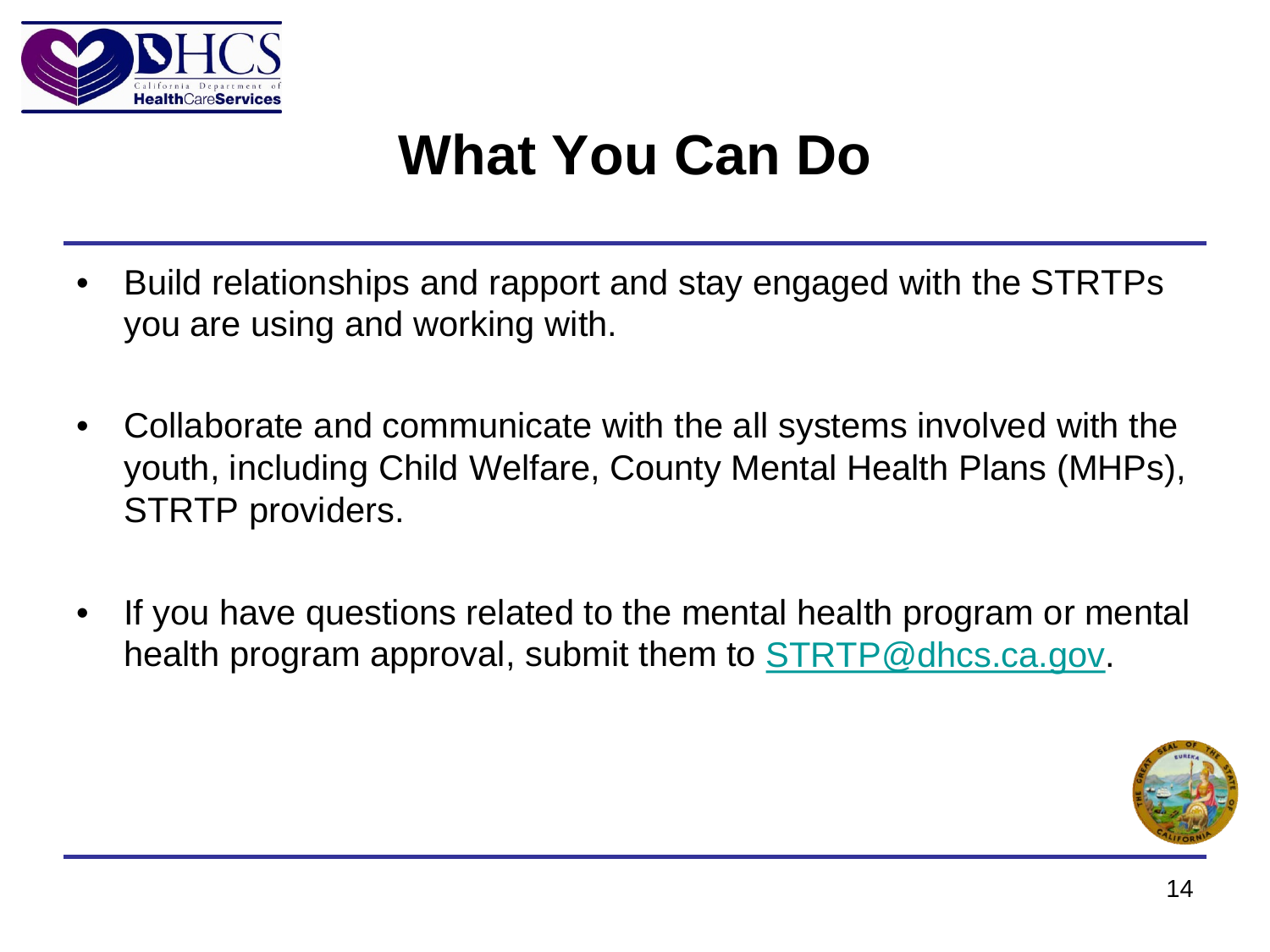# What You Can Do

- Build relationships and rapport and stay engaged with the STRTPs you are using and working with.

- Collaborate and communicate with the all systems involved with the youth, including Child Welfare, County Mental Health Plans (MHPs), STRTP providers.

- If you have questions related to the mental health program or mental health program approval, submit them to STRTP@dhcs.ca.gov.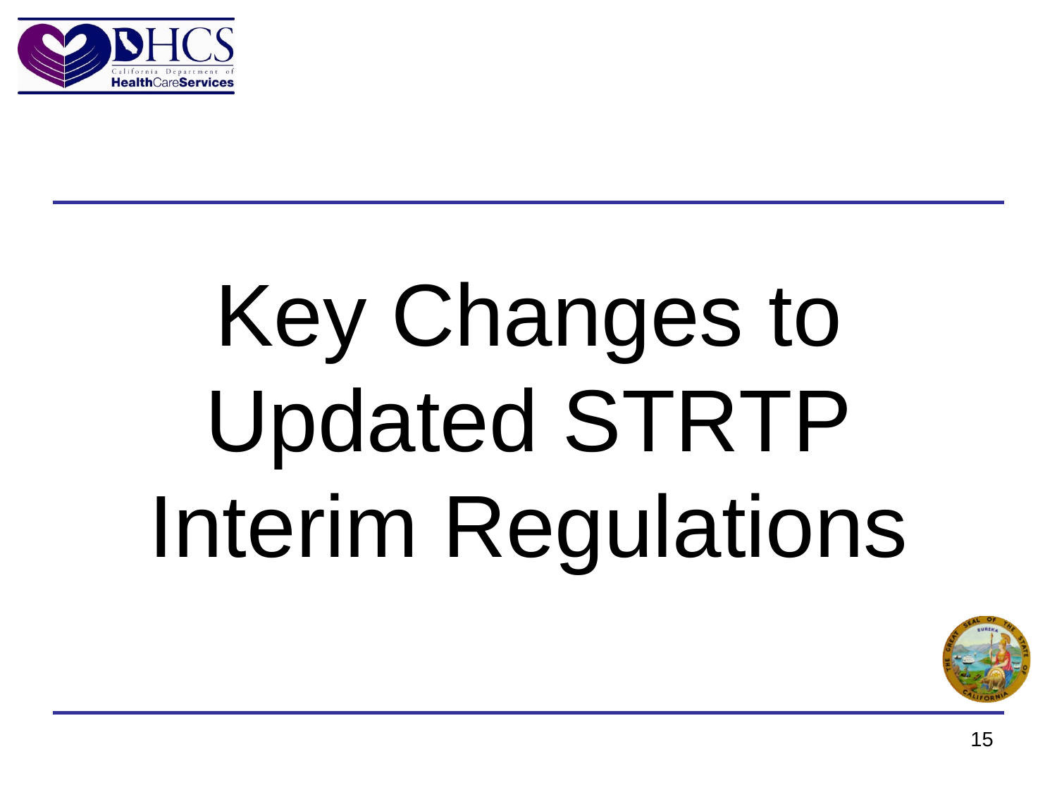# Key Changes to Updated STRTP Interim Regulations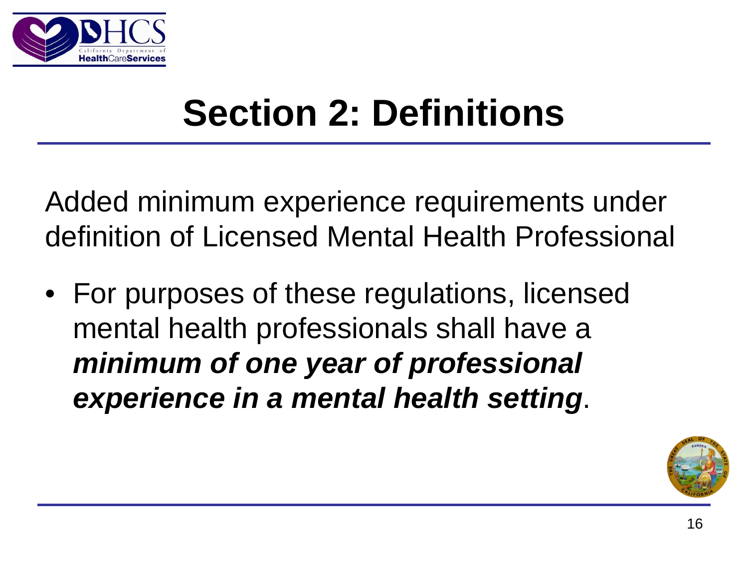# Section 2: Definitions

Added minimum experience requirements under definition of Licensed Mental Health Professional

- For purposes of these regulations, licensed mental health professionals shall have a ***minimum of one year of professional experience in a mental health setting***.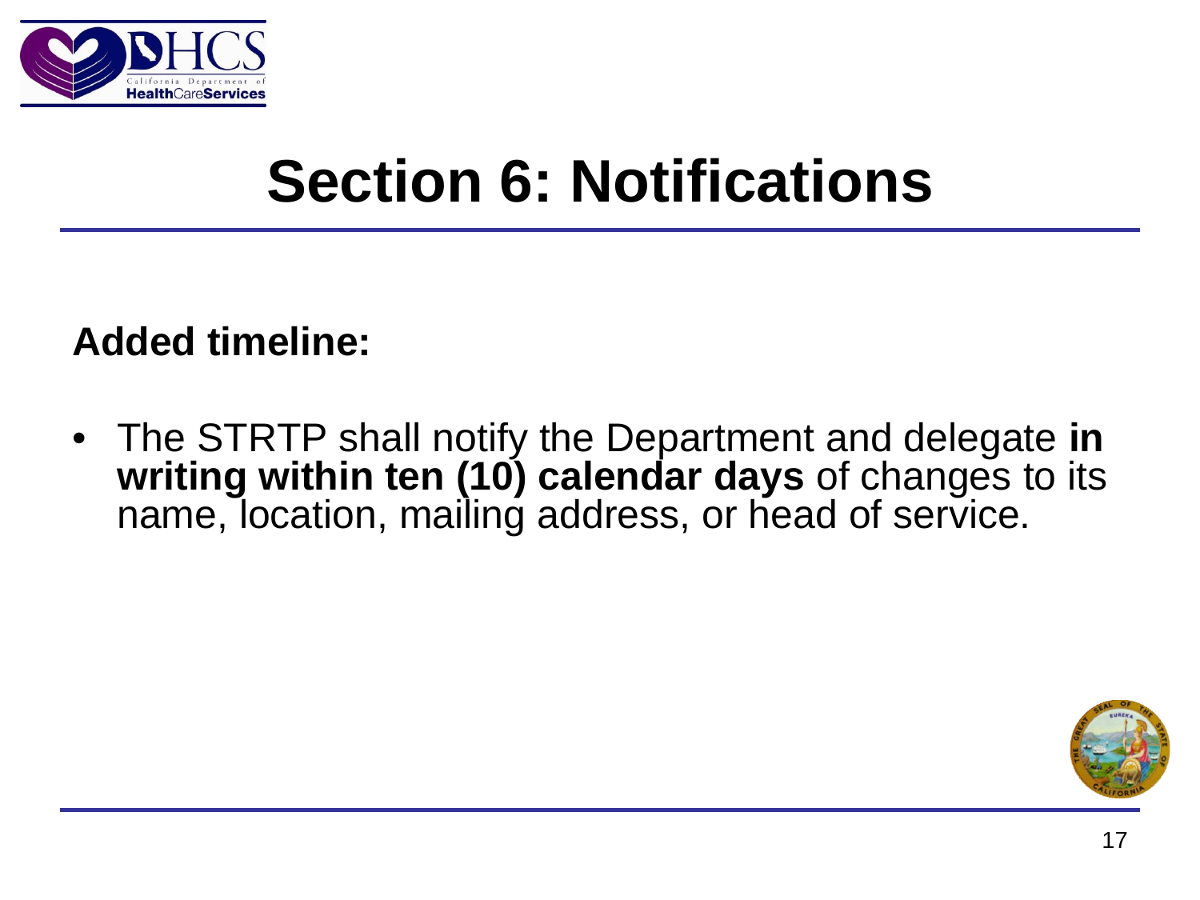# Section 6: Notifications

**Added timeline:**

- The STRTP shall notify the Department and delegate **in writing within ten (10) calendar days** of changes to its name, location, mailing address, or head of service.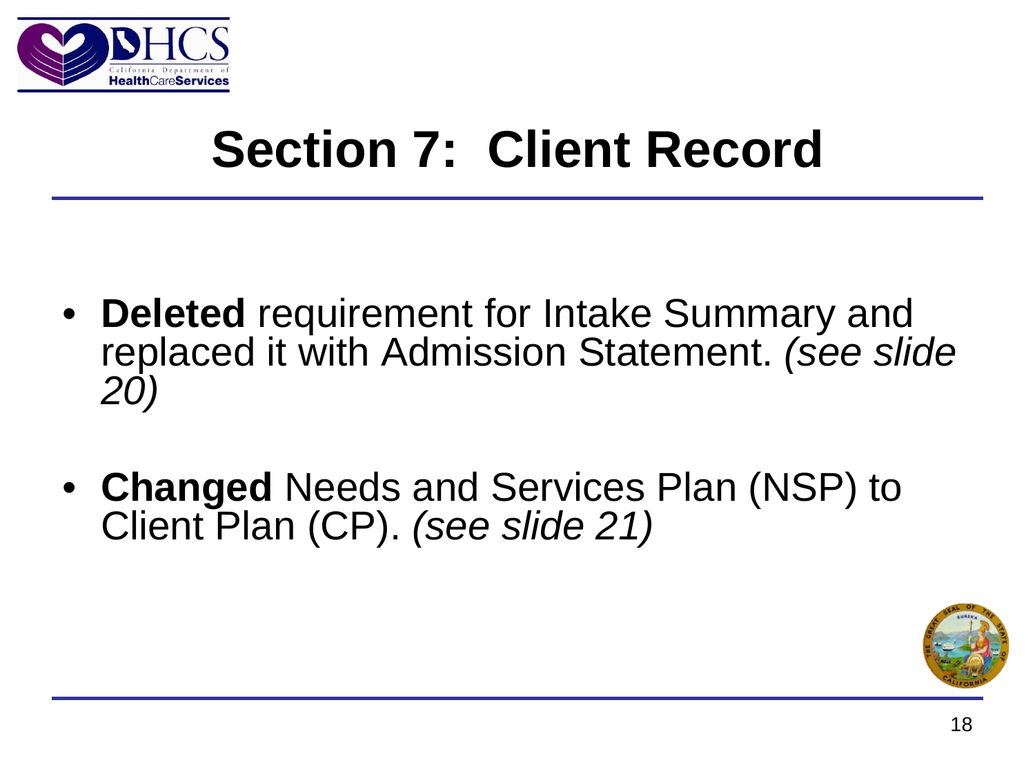# Section 7: Client Record

- **Deleted** requirement for Intake Summary and replaced it with Admission Statement. *(see slide 20)*
- **Changed** Needs and Services Plan (NSP) to Client Plan (CP). *(see slide 21)*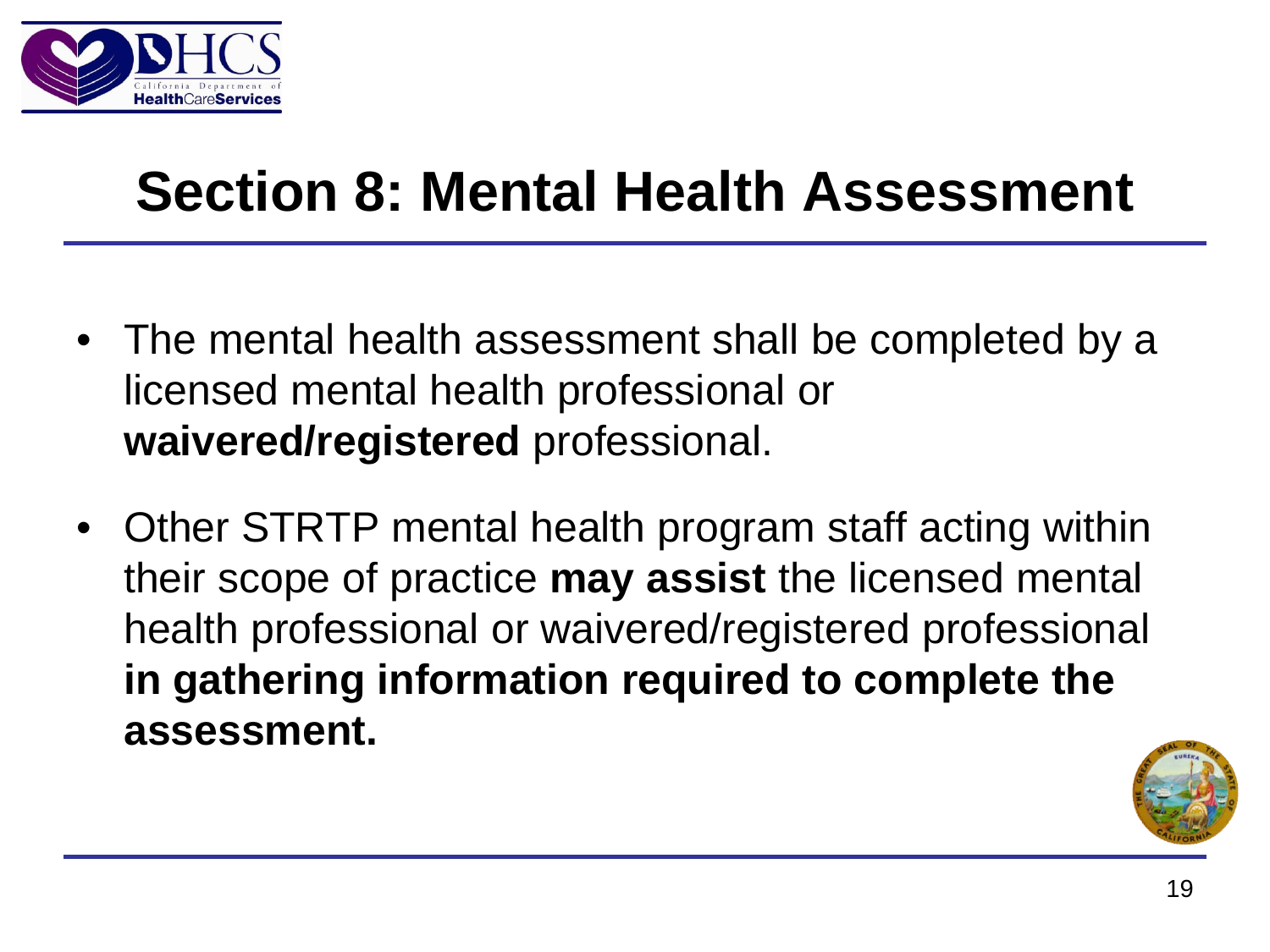# Section 8: Mental Health Assessment

- The mental health assessment shall be completed by a licensed mental health professional or **waivered/registered** professional.
- Other STRTP mental health program staff acting within their scope of practice **may assist** the licensed mental health professional or waivered/registered professional **in gathering information required to complete the assessment.**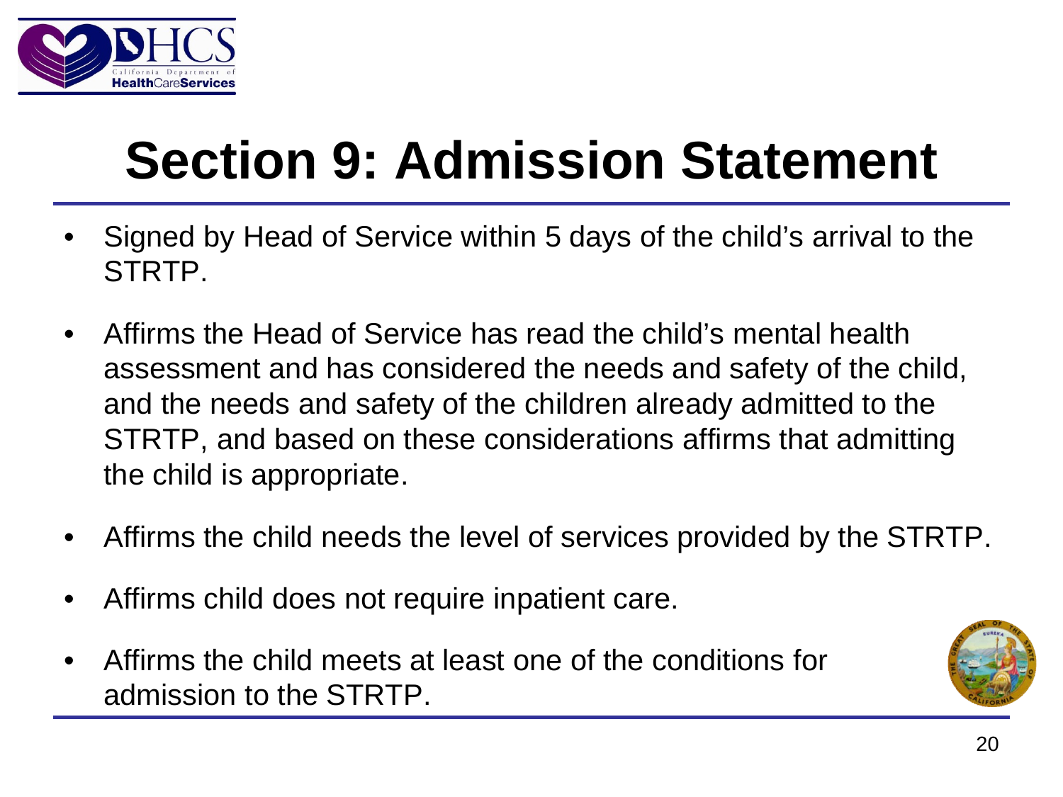# Section 9: Admission Statement

- Signed by Head of Service within 5 days of the child's arrival to the STRTP.
- Affirms the Head of Service has read the child's mental health assessment and has considered the needs and safety of the child, and the needs and safety of the children already admitted to the STRTP, and based on these considerations affirms that admitting the child is appropriate.
- Affirms the child needs the level of services provided by the STRTP.
- Affirms child does not require inpatient care.
- Affirms the child meets at least one of the conditions for admission to the STRTP.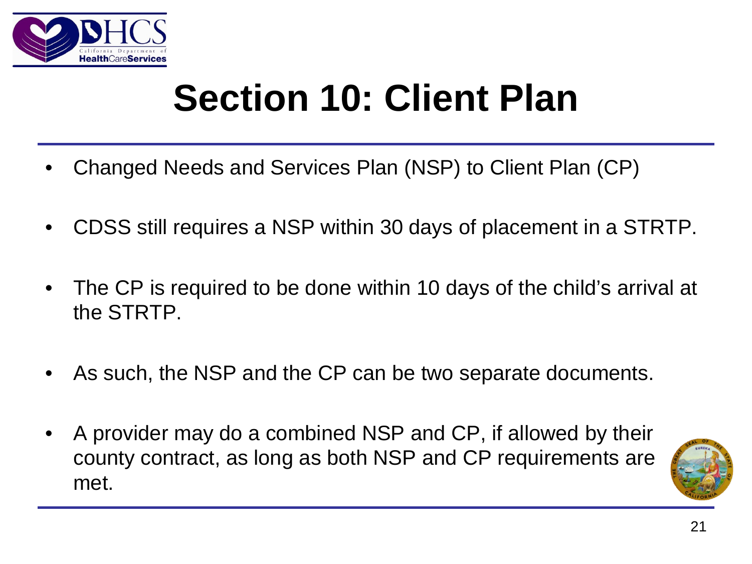# Section 10: Client Plan

- Changed Needs and Services Plan (NSP) to Client Plan (CP)
- CDSS still requires a NSP within 30 days of placement in a STRTP.
- The CP is required to be done within 10 days of the child's arrival at the STRTP.
- As such, the NSP and the CP can be two separate documents.
- A provider may do a combined NSP and CP, if allowed by their county contract, as long as both NSP and CP requirements are met.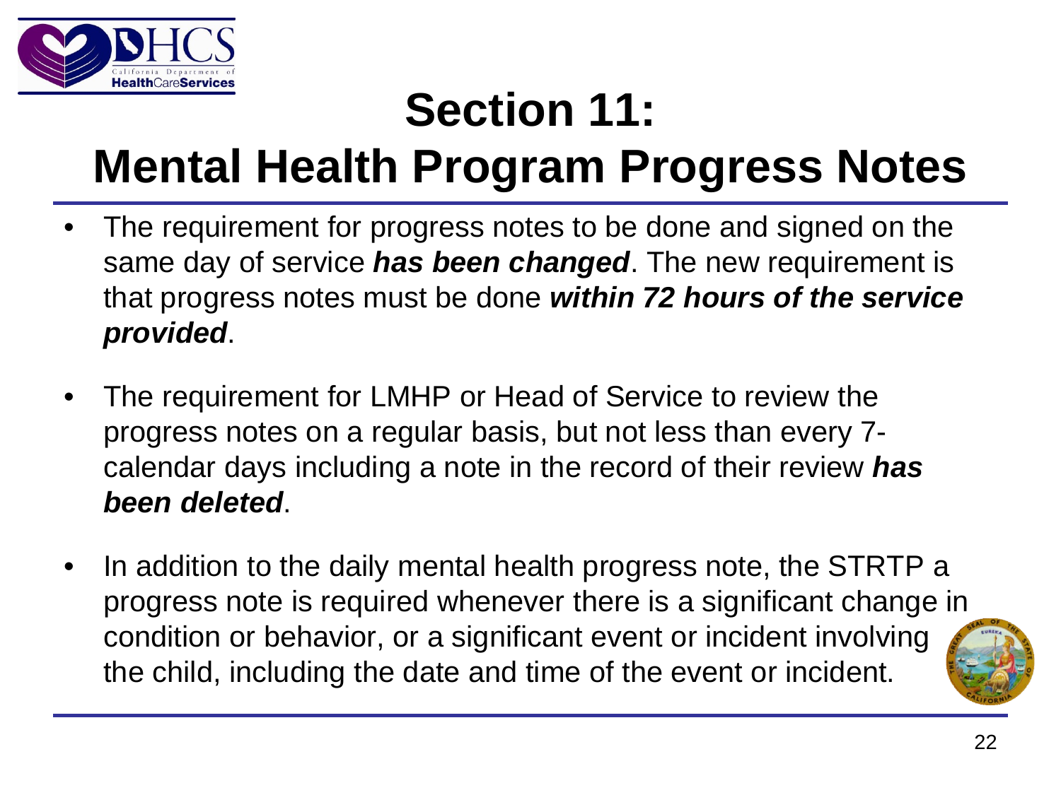# Section 11: Mental Health Program Progress Notes

- The requirement for progress notes to be done and signed on the same day of service ***has been changed***. The new requirement is that progress notes must be done ***within 72 hours of the service provided***.
- The requirement for LMHP or Head of Service to review the progress notes on a regular basis, but not less than every 7-calendar days including a note in the record of their review ***has been deleted***.
- In addition to the daily mental health progress note, the STRTP a progress note is required whenever there is a significant change in condition or behavior, or a significant event or incident involving the child, including the date and time of the event or incident.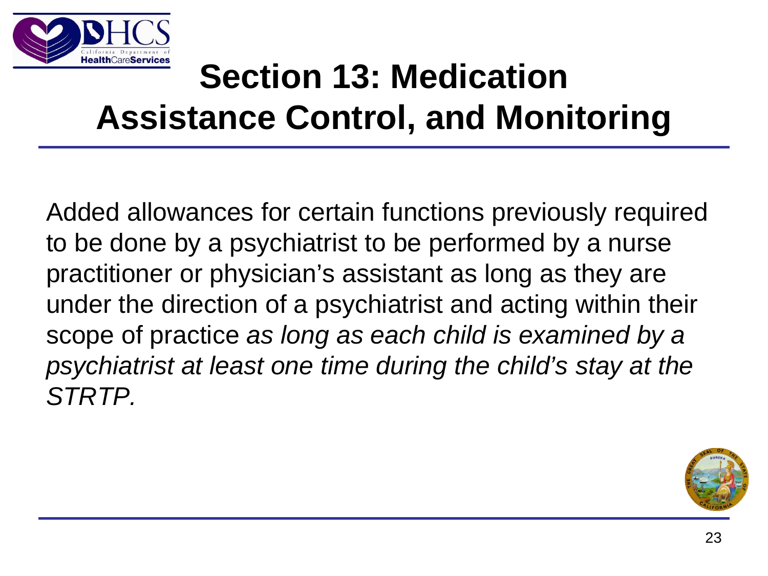# Section 13: Medication Assistance Control, and Monitoring

Added allowances for certain functions previously required to be done by a psychiatrist to be performed by a nurse practitioner or physician's assistant as long as they are under the direction of a psychiatrist and acting within their scope of practice *as long as each child is examined by a psychiatrist at least one time during the child's stay at the STRTP.*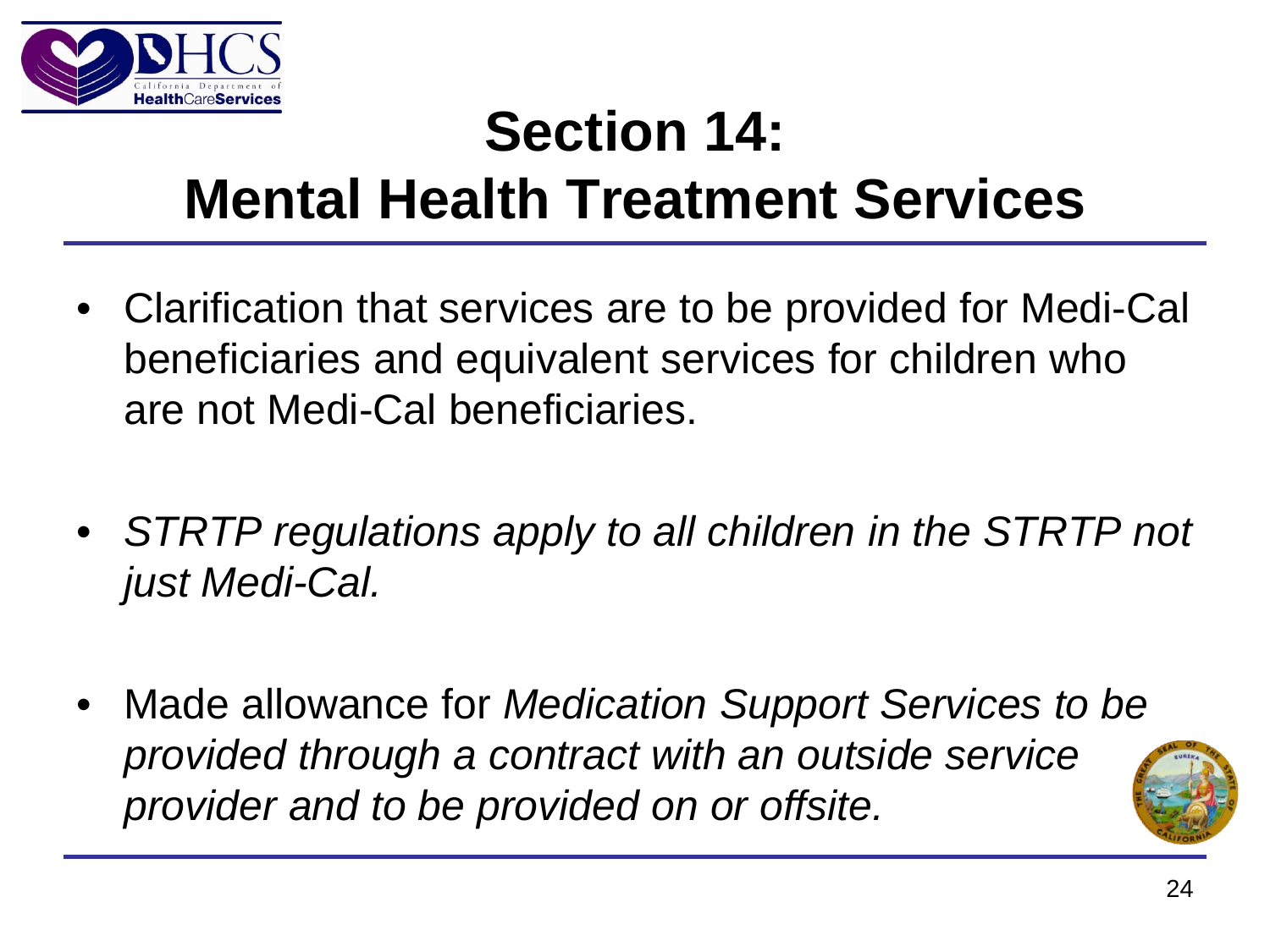# Section 14: Mental Health Treatment Services

- Clarification that services are to be provided for Medi-Cal beneficiaries and equivalent services for children who are not Medi-Cal beneficiaries.
- *STRTP regulations apply to all children in the STRTP not just Medi-Cal.*
- Made allowance for *Medication Support Services to be provided through a contract with an outside service provider and to be provided on or offsite.*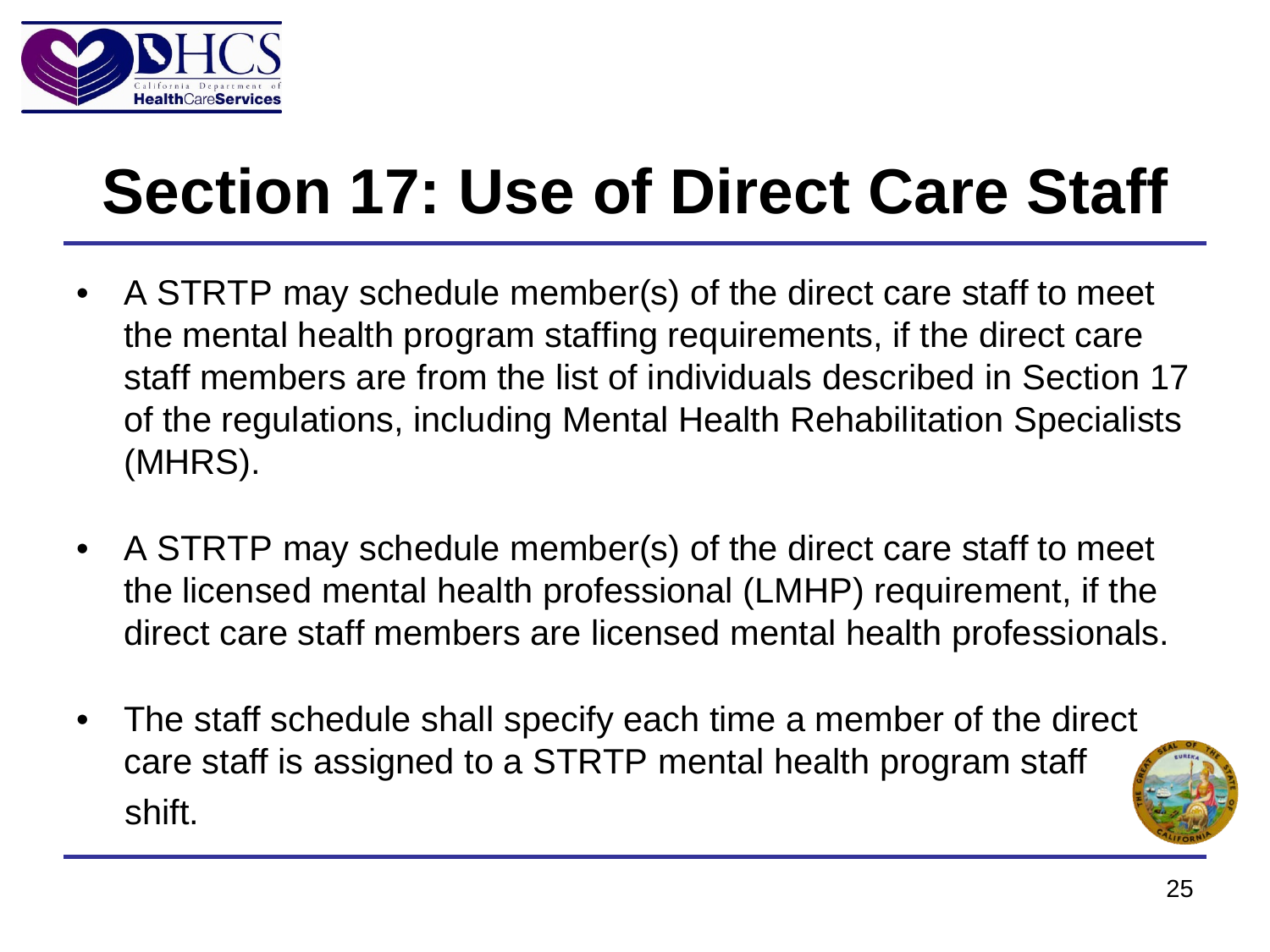# Section 17: Use of Direct Care Staff

- A STRTP may schedule member(s) of the direct care staff to meet the mental health program staffing requirements, if the direct care staff members are from the list of individuals described in Section 17 of the regulations, including Mental Health Rehabilitation Specialists (MHRS).

- A STRTP may schedule member(s) of the direct care staff to meet the licensed mental health professional (LMHP) requirement, if the direct care staff members are licensed mental health professionals.

- The staff schedule shall specify each time a member of the direct care staff is assigned to a STRTP mental health program staff shift.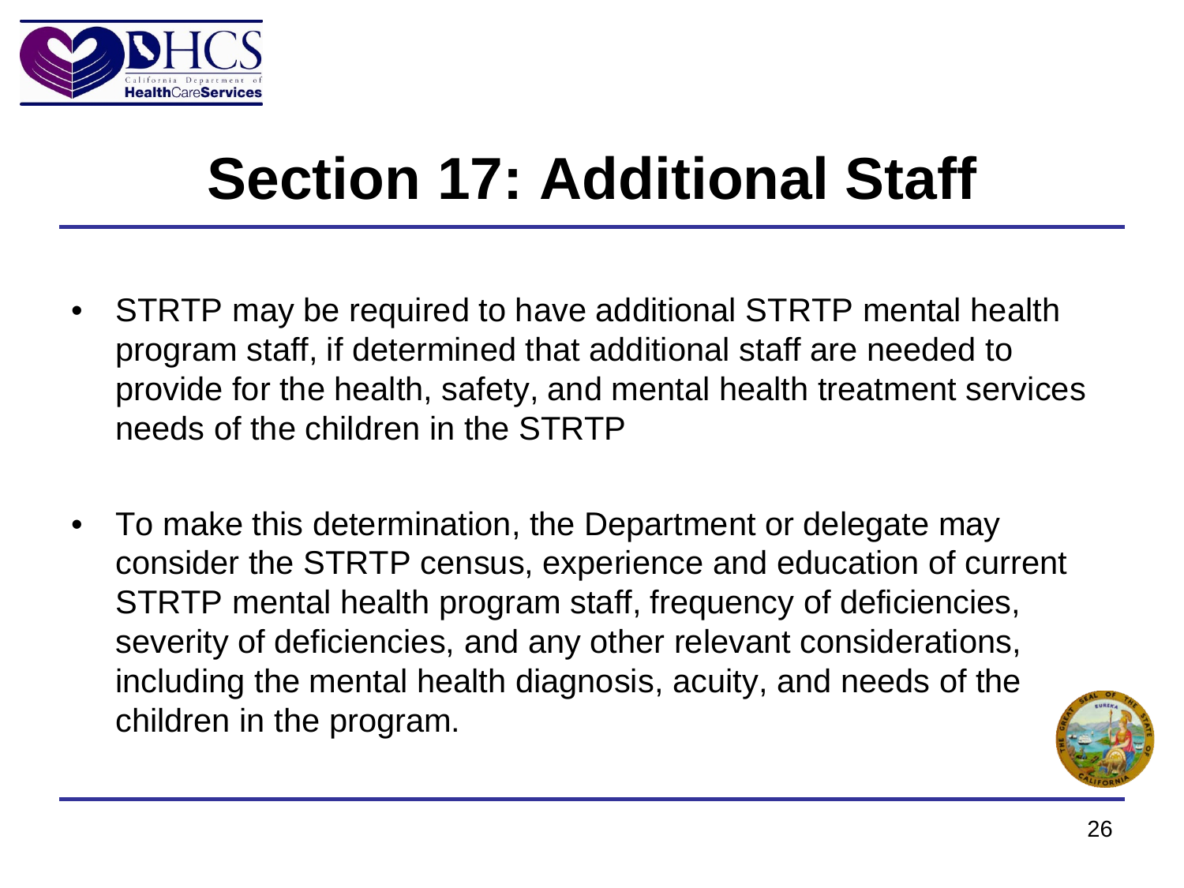# Section 17: Additional Staff

- STRTP may be required to have additional STRTP mental health program staff, if determined that additional staff are needed to provide for the health, safety, and mental health treatment services needs of the children in the STRTP
- To make this determination, the Department or delegate may consider the STRTP census, experience and education of current STRTP mental health program staff, frequency of deficiencies, severity of deficiencies, and any other relevant considerations, including the mental health diagnosis, acuity, and needs of the children in the program.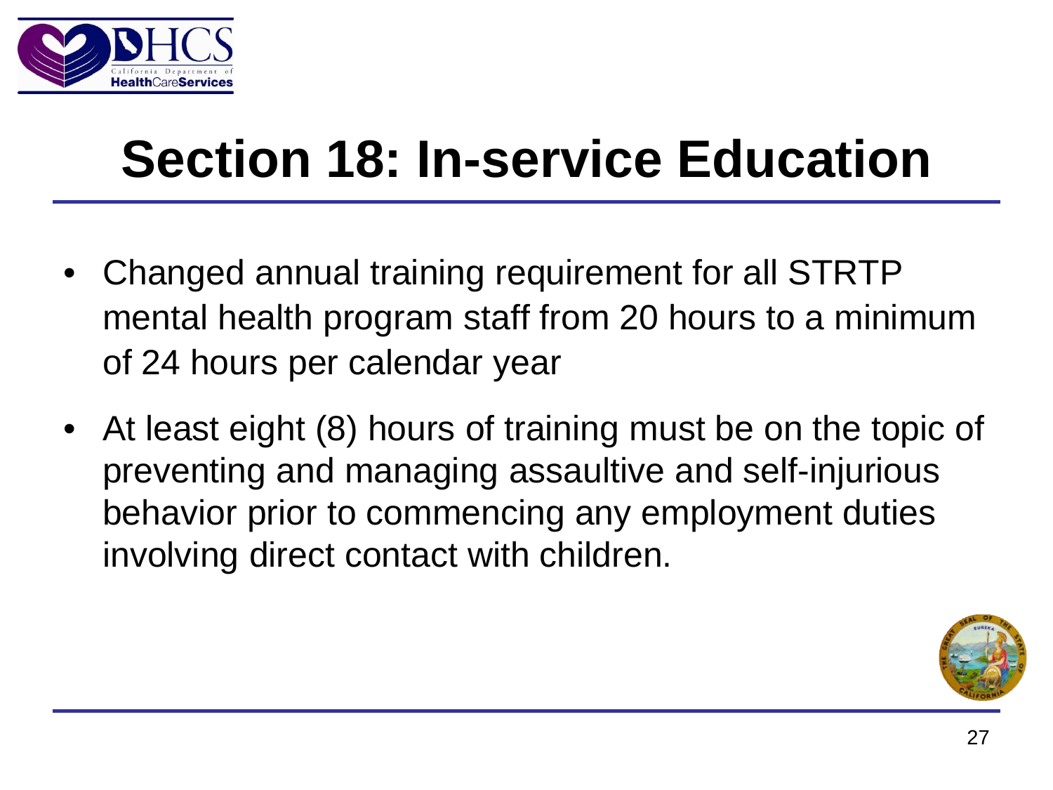# Section 18: In-service Education

- Changed annual training requirement for all STRTP mental health program staff from 20 hours to a minimum of 24 hours per calendar year
- At least eight (8) hours of training must be on the topic of preventing and managing assaultive and self-injurious behavior prior to commencing any employment duties involving direct contact with children.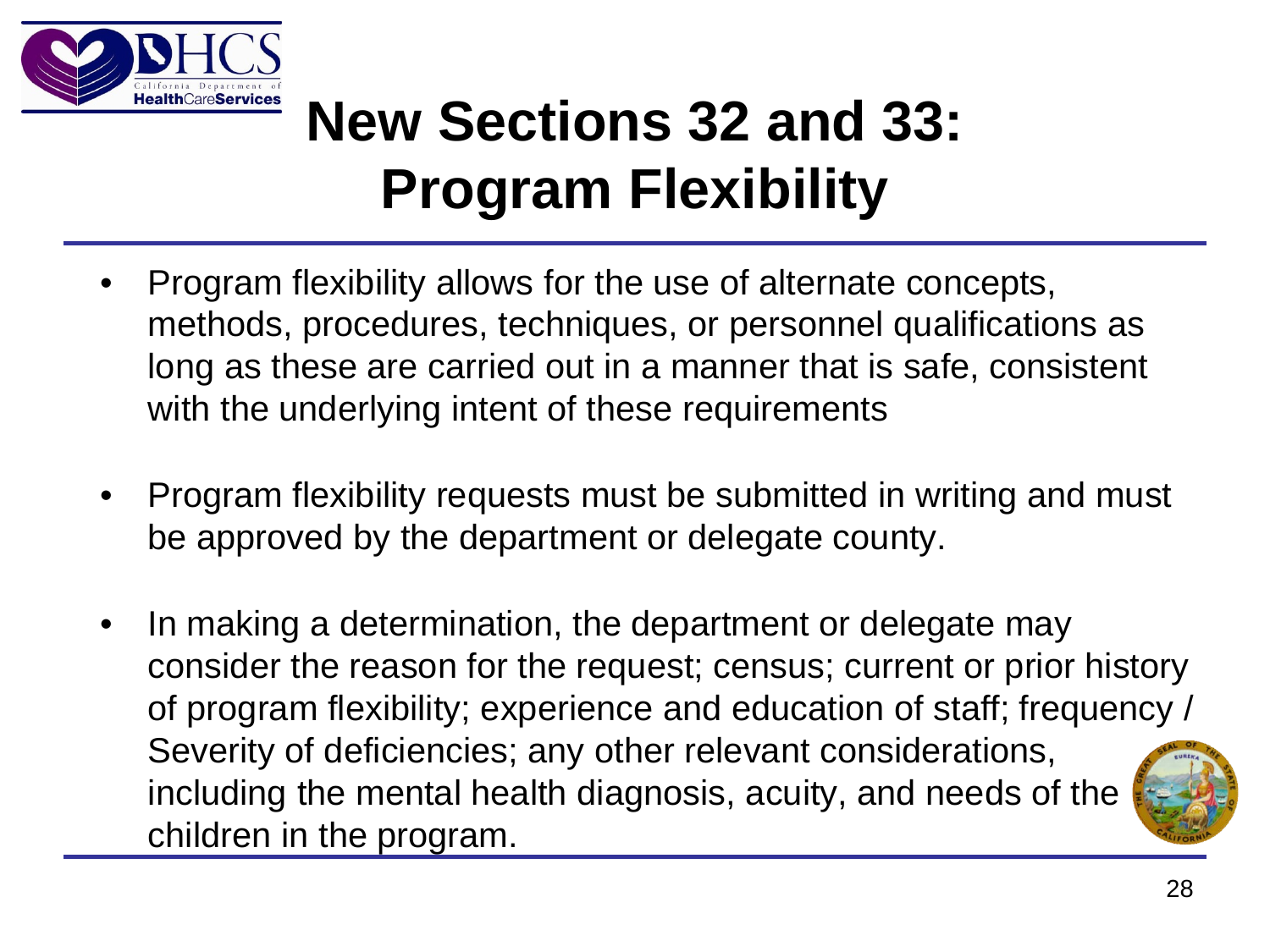# New Sections 32 and 33: Program Flexibility

- Program flexibility allows for the use of alternate concepts, methods, procedures, techniques, or personnel qualifications as long as these are carried out in a manner that is safe, consistent with the underlying intent of these requirements
- Program flexibility requests must be submitted in writing and must be approved by the department or delegate county.
- In making a determination, the department or delegate may consider the reason for the request; census; current or prior history of program flexibility; experience and education of staff; frequency / Severity of deficiencies; any other relevant considerations, including the mental health diagnosis, acuity, and needs of the children in the program.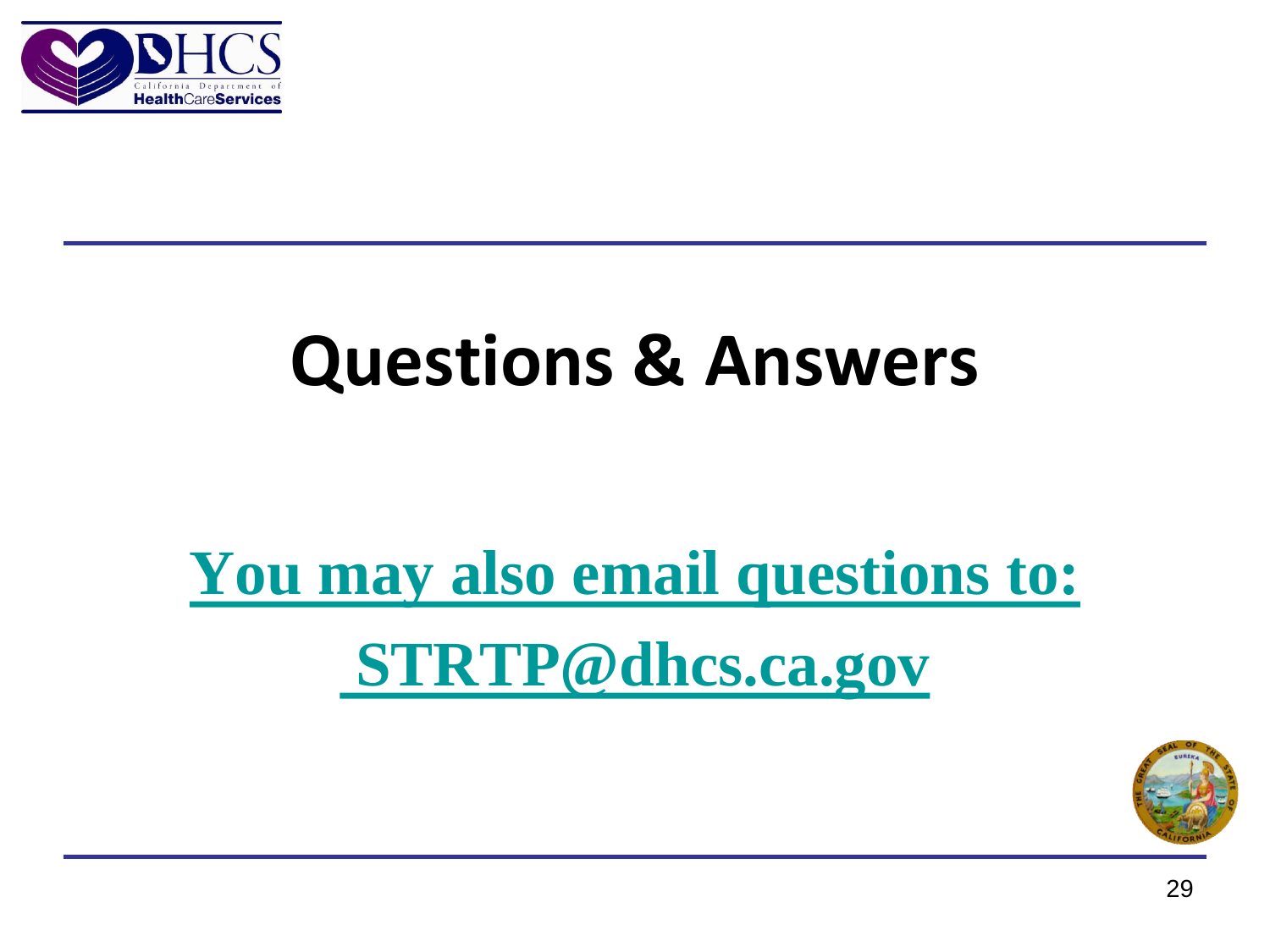# Questions & Answers

**You may also email questions to:**

**STRTP@dhcs.ca.gov**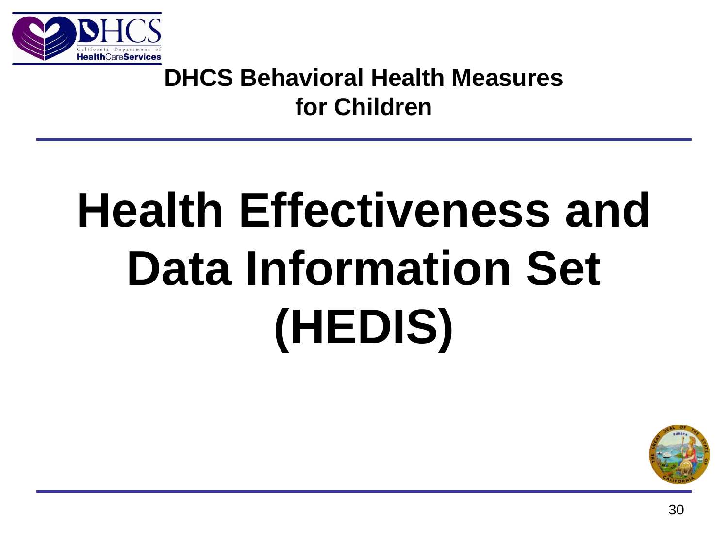DHCS Behavioral Health Measures for Children

# Health Effectiveness and Data Information Set (HEDIS)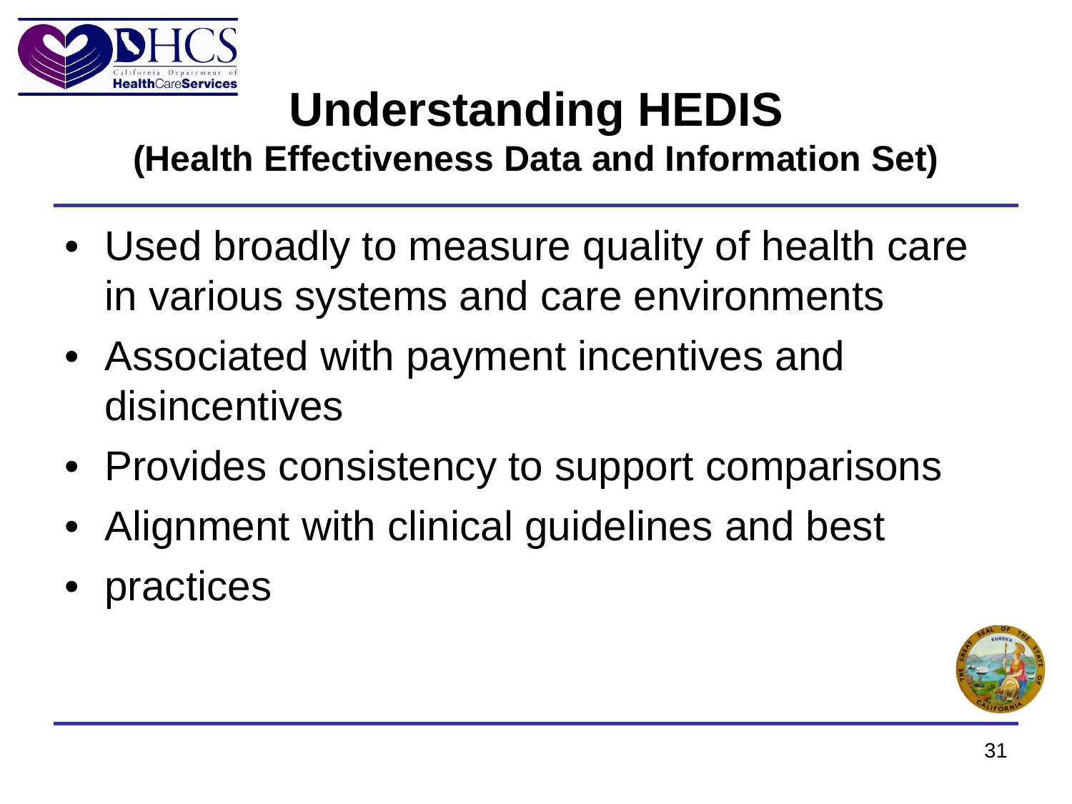# Understanding HEDIS

## (Health Effectiveness Data and Information Set)

- Used broadly to measure quality of health care in various systems and care environments
- Associated with payment incentives and disincentives
- Provides consistency to support comparisons
- Alignment with clinical guidelines and best
- practices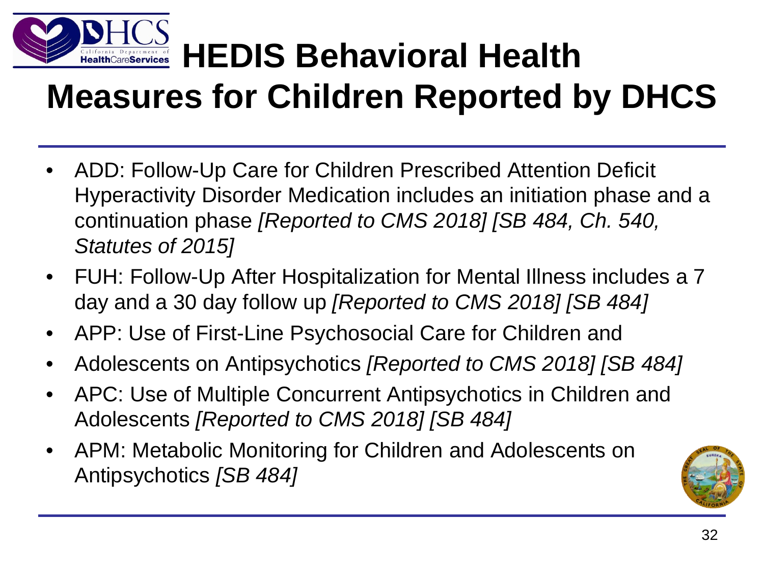# HEDIS Behavioral Health Measures for Children Reported by DHCS

- ADD: Follow-Up Care for Children Prescribed Attention Deficit Hyperactivity Disorder Medication includes an initiation phase and a continuation phase *[Reported to CMS 2018] [SB 484, Ch. 540, Statutes of 2015]*
- FUH: Follow-Up After Hospitalization for Mental Illness includes a 7 day and a 30 day follow up *[Reported to CMS 2018] [SB 484]*
- APP: Use of First-Line Psychosocial Care for Children and
- Adolescents on Antipsychotics *[Reported to CMS 2018] [SB 484]*
- APC: Use of Multiple Concurrent Antipsychotics in Children and Adolescents *[Reported to CMS 2018] [SB 484]*
- APM: Metabolic Monitoring for Children and Adolescents on Antipsychotics *[SB 484]*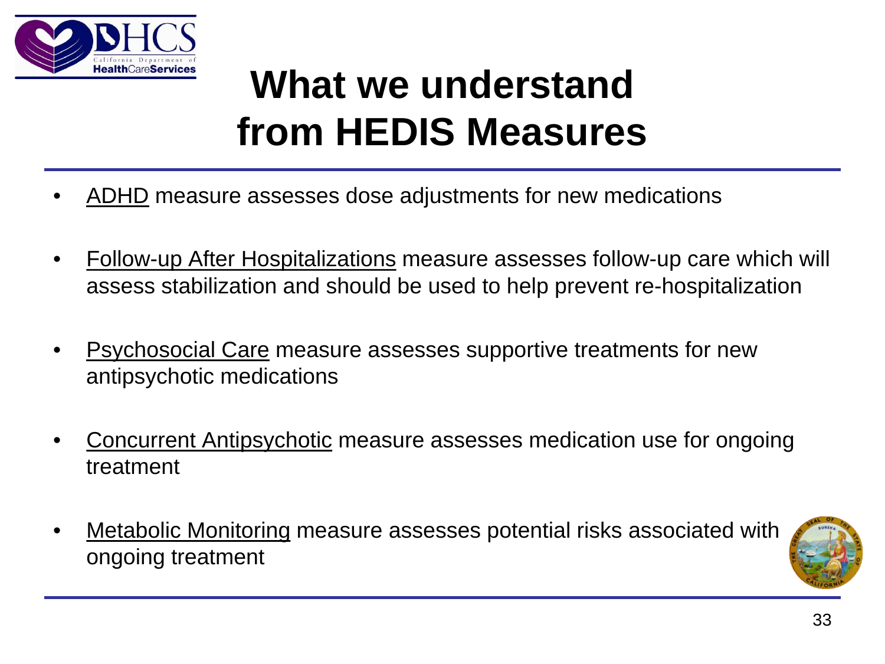# What we understand from HEDIS Measures

- ADHD measure assesses dose adjustments for new medications
- Follow-up After Hospitalizations measure assesses follow-up care which will assess stabilization and should be used to help prevent re-hospitalization
- Psychosocial Care measure assesses supportive treatments for new antipsychotic medications
- Concurrent Antipsychotic measure assesses medication use for ongoing treatment
- Metabolic Monitoring measure assesses potential risks associated with ongoing treatment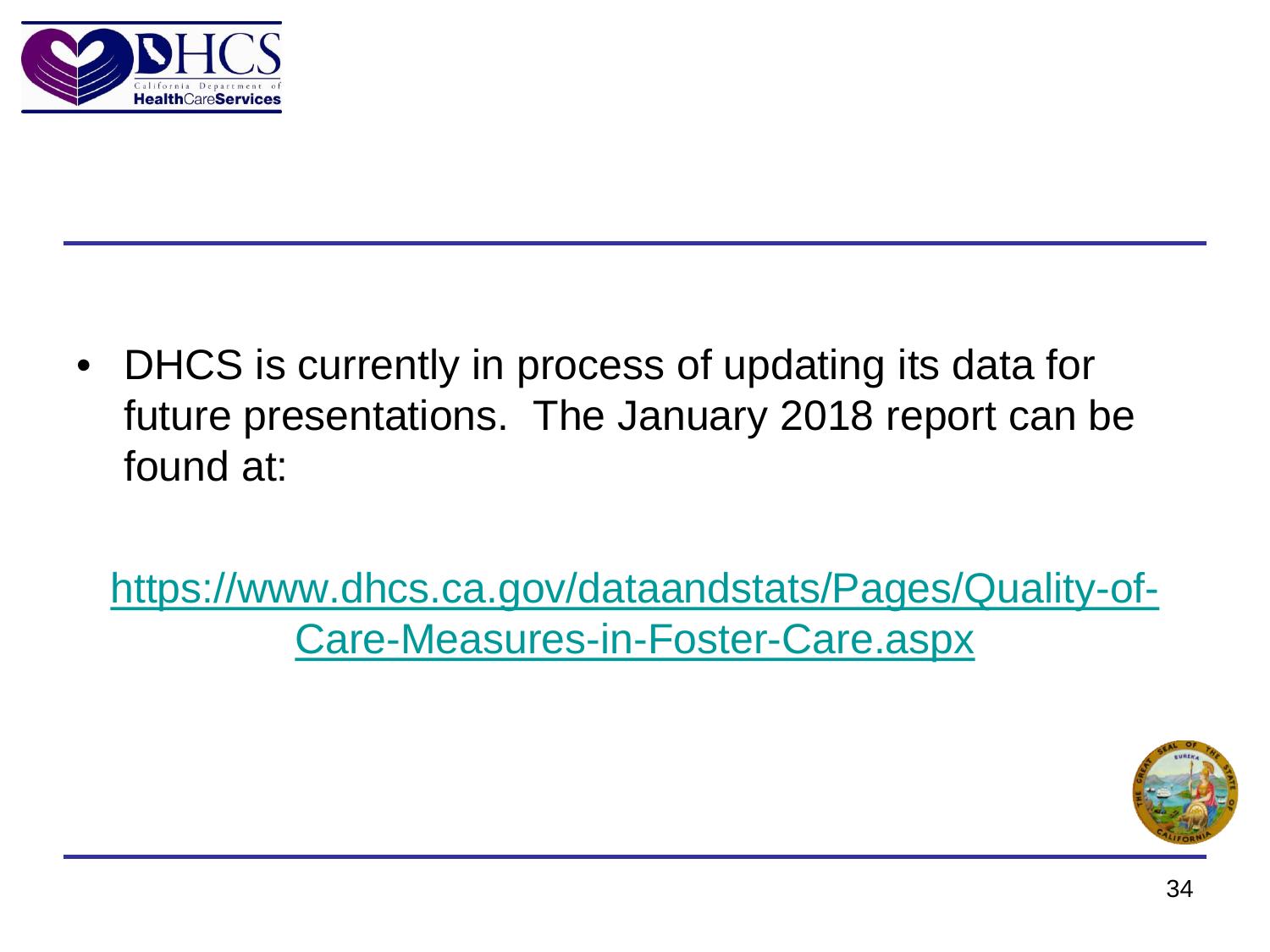- DHCS is currently in process of updating its data for future presentations. The January 2018 report can be found at:

https://www.dhcs.ca.gov/dataandstats/Pages/Quality-of-Care-Measures-in-Foster-Care.aspx